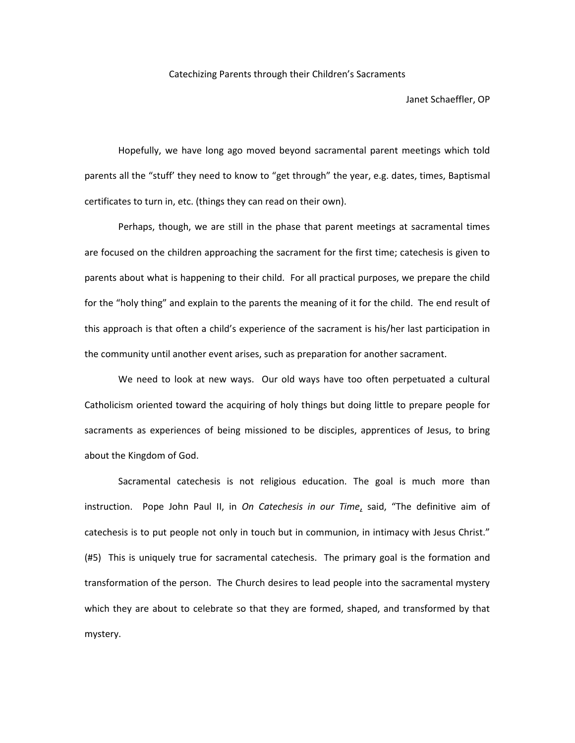# Catechizing Parents through their Children's Sacraments

Janet Schaeffler, OP

Hopefully, we have long ago moved beyond sacramental parent meetings which told parents all the "stuff' they need to know to "get through" the year, e.g. dates, times, Baptismal certificates to turn in, etc. (things they can read on their own).

Perhaps, though, we are still in the phase that parent meetings at sacramental times are focused on the children approaching the sacrament for the first time; catechesis is given to parents about what is happening to their child. For all practical purposes, we prepare the child for the "holy thing" and explain to the parents the meaning of it for the child. The end result of this approach is that often a child's experience of the sacrament is his/her last participation in the community until another event arises, such as preparation for another sacrament.

We need to look at new ways. Our old ways have too often perpetuated a cultural Catholicism oriented toward the acquiring of holy things but doing little to prepare people for sacraments as experiences of being missioned to be disciples, apprentices of Jesus, to bring about the Kingdom of God.

Sacramental catechesis is not religious education. The goal is much more than instruction. Pope John Paul II, in *On Catechesis in our Time*, said, "The definitive aim of catechesis is to put people not only in touch but in communion, in intimacy with Jesus Christ." (#5) This is uniquely true for sacramental catechesis. The primary goal is the formation and transformation of the person. The Church desires to lead people into the sacramental mystery which they are about to celebrate so that they are formed, shaped, and transformed by that mystery.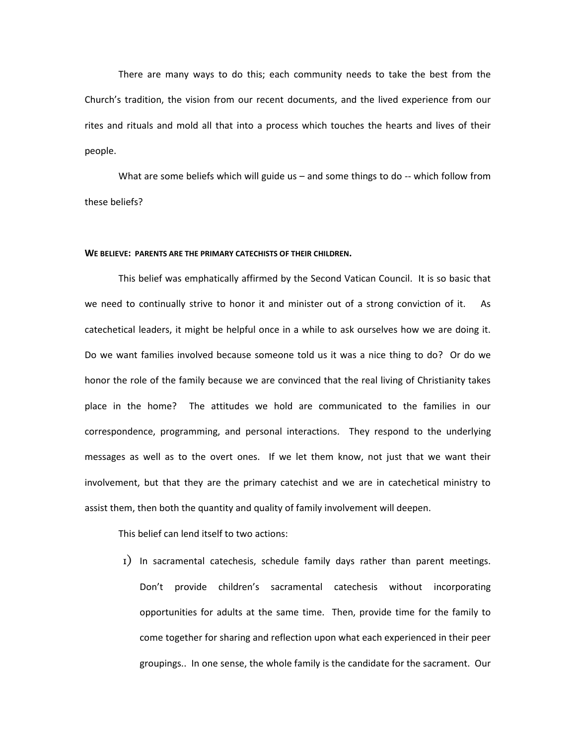There are many ways to do this; each community needs to take the best from the Church's tradition, the vision from our recent documents, and the lived experience from our rites and rituals and mold all that into a process which touches the hearts and lives of their people.

What are some beliefs which will guide us – and some things to do -- which follow from these beliefs?

**WE BELIEVE: PARENTS ARE THE PRIMARY CATECHISTS OF THEIR CHILDREN.**

This belief was emphatically affirmed by the Second Vatican Council. It is so basic that we need to continually strive to honor it and minister out of a strong conviction of it. As catechetical leaders, it might be helpful once in a while to ask ourselves how we are doing it. Do we want families involved because someone told us it was a nice thing to do? Or do we honor the role of the family because we are convinced that the real living of Christianity takes place in the home? The attitudes we hold are communicated to the families in our correspondence, programming, and personal interactions. They respond to the underlying messages as well as to the overt ones. If we let them know, not just that we want their involvement, but that they are the primary catechist and we are in catechetical ministry to assist them, then both the quantity and quality of family involvement will deepen.

This belief can lend itself to two actions:

1) In sacramental catechesis, schedule family days rather than parent meetings. Don't provide children's sacramental catechesis without incorporating opportunities for adults at the same time. Then, provide time for the family to come together for sharing and reflection upon what each experienced in their peer groupings.. In one sense, the whole family is the candidate for the sacrament. Our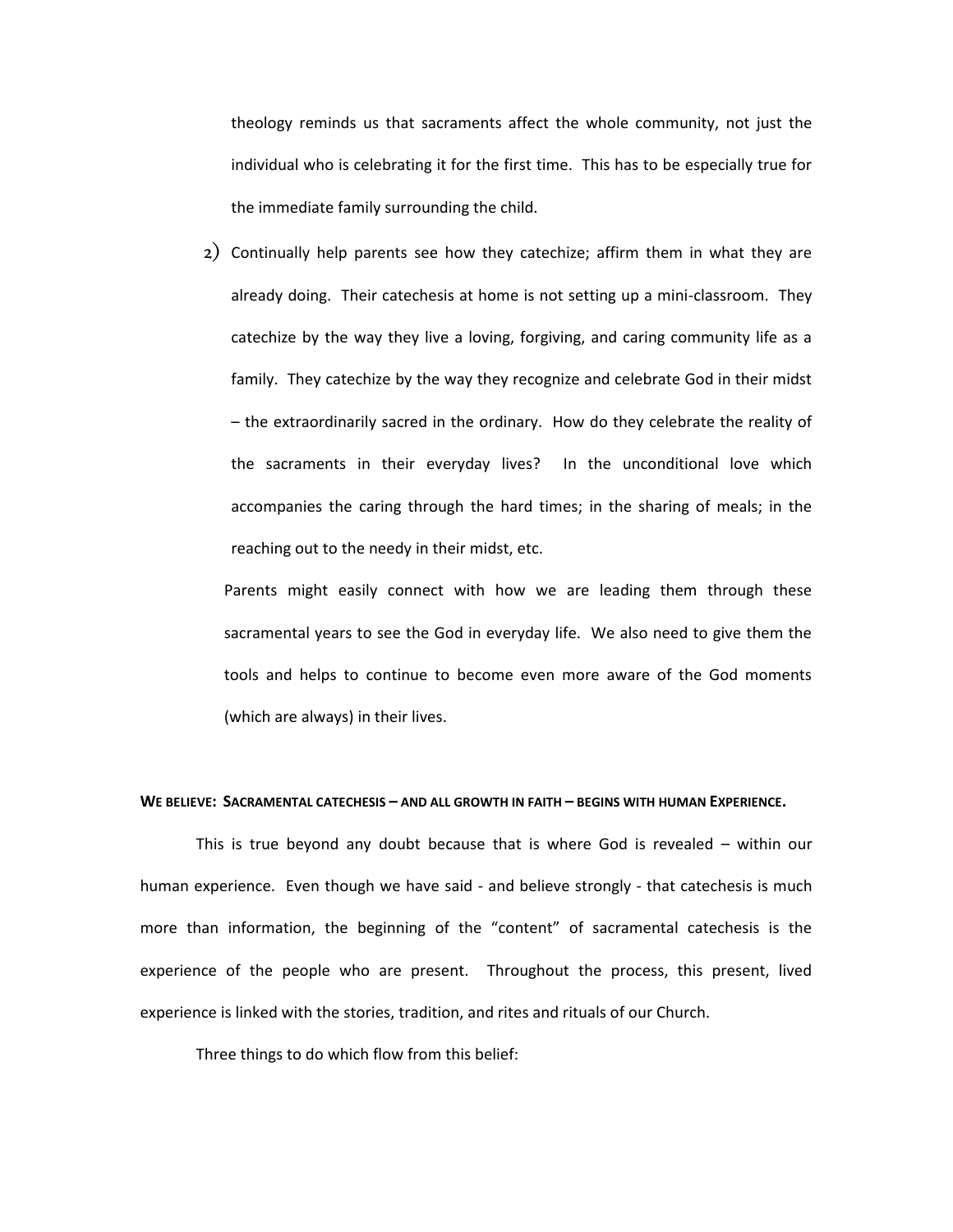theology reminds us that sacraments affect the whole community, not just the individual who is celebrating it for the first time. This has to be especially true for the immediate family surrounding the child.

2) Continually help parents see how they catechize; affirm them in what they are already doing. Their catechesis at home is not setting up a mini-classroom. They catechize by the way they live a loving, forgiving, and caring community life as a family. They catechize by the way they recognize and celebrate God in their midst – the extraordinarily sacred in the ordinary. How do they celebrate the reality of the sacraments in their everyday lives? In the unconditional love which accompanies the caring through the hard times; in the sharing of meals; in the reaching out to the needy in their midst, etc.

   Parents might easily connect with how we are leading them through these sacramental years to see the God in everyday life. We also need to give them the tools and helps to continue to become even more aware of the God moments (which are always) in their lives.

**WE BELIEVE: SACRAMENTAL CATECHESIS – AND ALL GROWTH IN FAITH – BEGINS WITH HUMAN EXPERIENCE.**

This is true beyond any doubt because that is where God is revealed – within our human experience. Even though we have said - and believe strongly - that catechesis is much more than information, the beginning of the "content" of sacramental catechesis is the experience of the people who are present. Throughout the process, this present, lived experience is linked with the stories, tradition, and rites and rituals of our Church.

Three things to do which flow from this belief: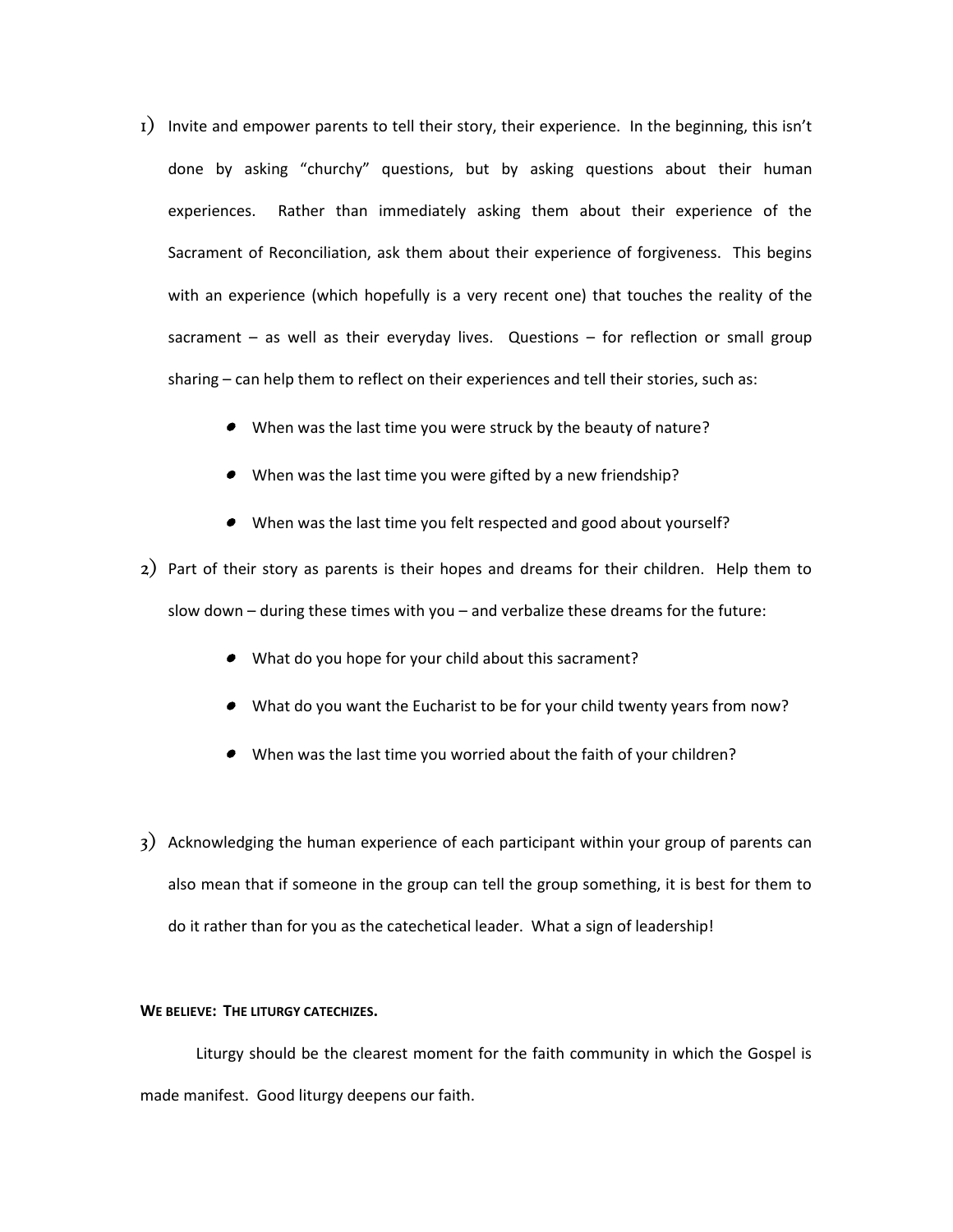1) Invite and empower parents to tell their story, their experience. In the beginning, this isn't done by asking "churchy" questions, but by asking questions about their human experiences. Rather than immediately asking them about their experience of the Sacrament of Reconciliation, ask them about their experience of forgiveness. This begins with an experience (which hopefully is a very recent one) that touches the reality of the sacrament – as well as their everyday lives. Questions – for reflection or small group sharing – can help them to reflect on their experiences and tell their stories, such as:

    - When was the last time you were struck by the beauty of nature?
    - When was the last time you were gifted by a new friendship?
    - When was the last time you felt respected and good about yourself?

2) Part of their story as parents is their hopes and dreams for their children. Help them to slow down – during these times with you – and verbalize these dreams for the future:

    - What do you hope for your child about this sacrament?
    - What do you want the Eucharist to be for your child twenty years from now?
    - When was the last time you worried about the faith of your children?

3) Acknowledging the human experience of each participant within your group of parents can also mean that if someone in the group can tell the group something, it is best for them to do it rather than for you as the catechetical leader. What a sign of leadership!

**WE BELIEVE: THE LITURGY CATECHIZES.**

Liturgy should be the clearest moment for the faith community in which the Gospel is made manifest. Good liturgy deepens our faith.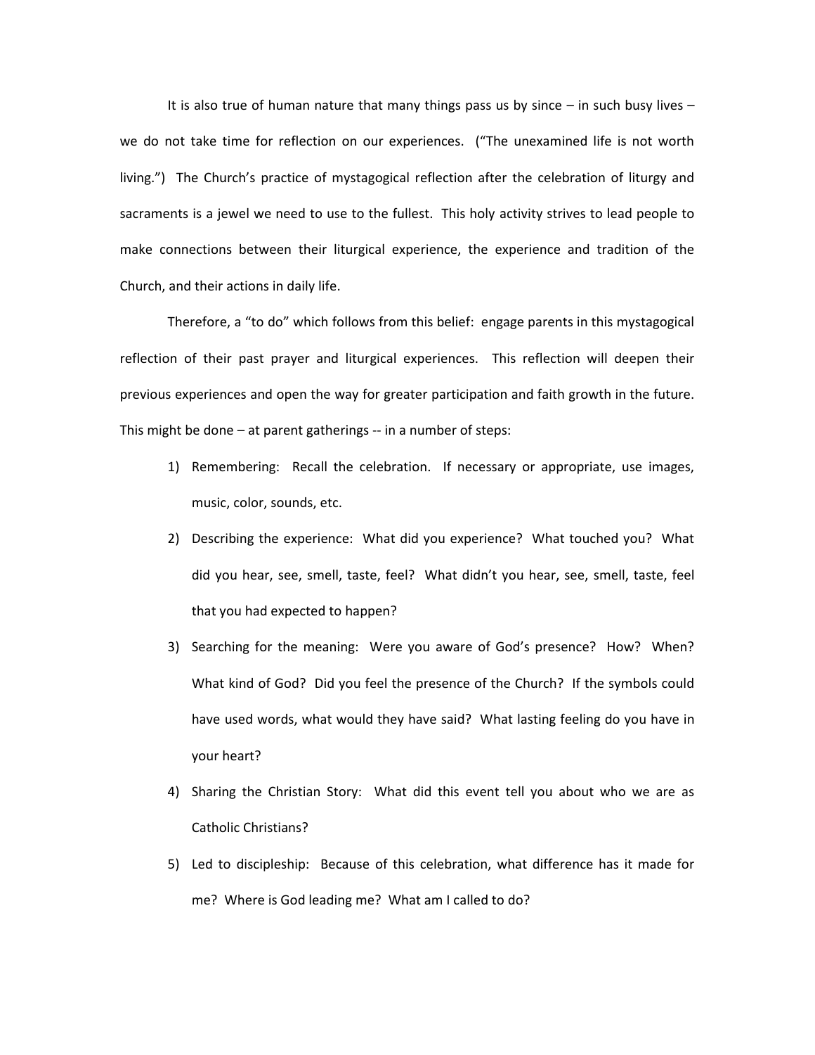It is also true of human nature that many things pass us by since – in such busy lives – we do not take time for reflection on our experiences. ("The unexamined life is not worth living.") The Church's practice of mystagogical reflection after the celebration of liturgy and sacraments is a jewel we need to use to the fullest. This holy activity strives to lead people to make connections between their liturgical experience, the experience and tradition of the Church, and their actions in daily life.

Therefore, a "to do" which follows from this belief: engage parents in this mystagogical reflection of their past prayer and liturgical experiences. This reflection will deepen their previous experiences and open the way for greater participation and faith growth in the future. This might be done – at parent gatherings -- in a number of steps:

1) Remembering: Recall the celebration. If necessary or appropriate, use images, music, color, sounds, etc.
2) Describing the experience: What did you experience? What touched you? What did you hear, see, smell, taste, feel? What didn't you hear, see, smell, taste, feel that you had expected to happen?
3) Searching for the meaning: Were you aware of God's presence? How? When? What kind of God? Did you feel the presence of the Church? If the symbols could have used words, what would they have said? What lasting feeling do you have in your heart?
4) Sharing the Christian Story: What did this event tell you about who we are as Catholic Christians?
5) Led to discipleship: Because of this celebration, what difference has it made for me? Where is God leading me? What am I called to do?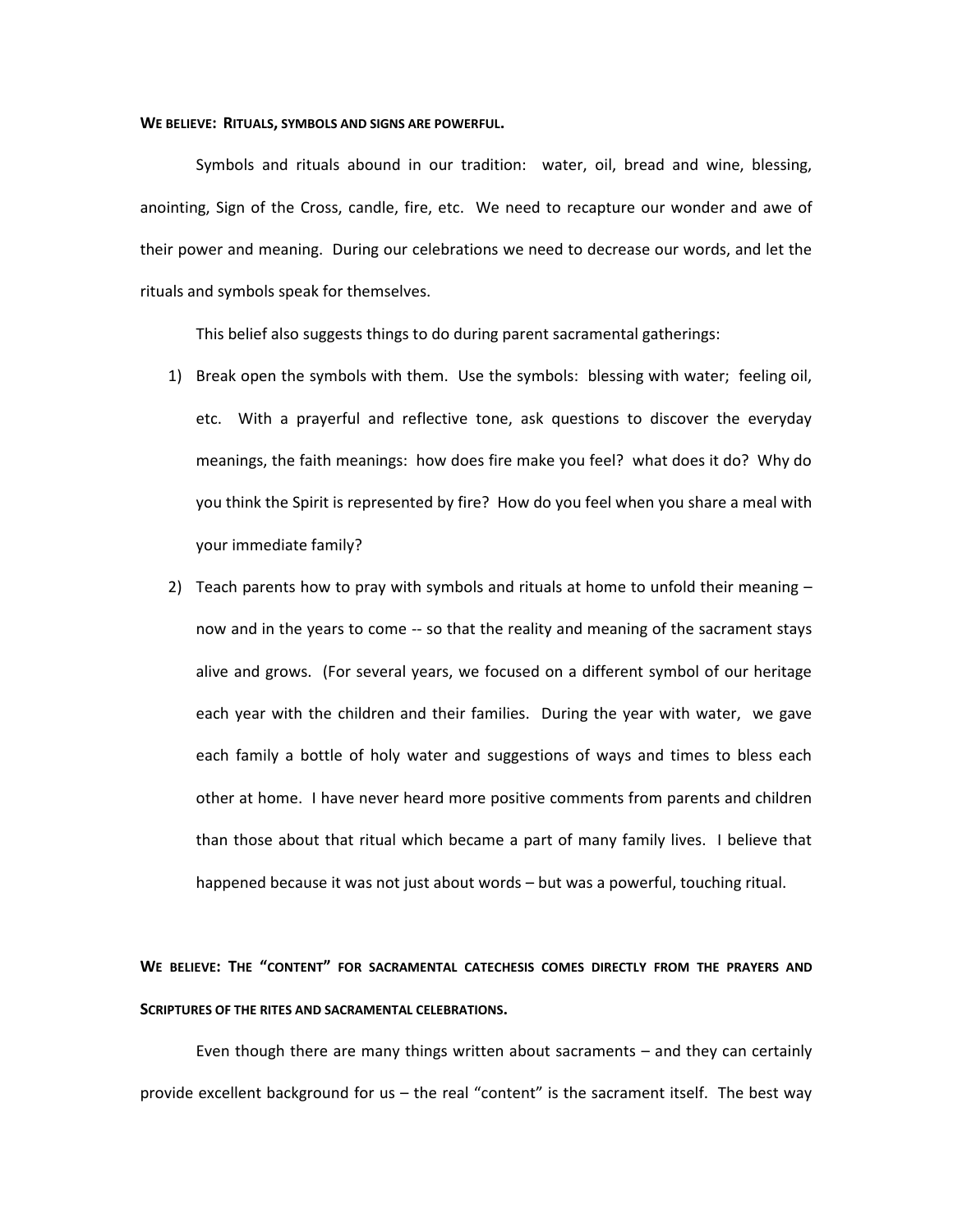**WE BELIEVE: RITUALS, SYMBOLS AND SIGNS ARE POWERFUL.**

Symbols and rituals abound in our tradition: water, oil, bread and wine, blessing, anointing, Sign of the Cross, candle, fire, etc. We need to recapture our wonder and awe of their power and meaning. During our celebrations we need to decrease our words, and let the rituals and symbols speak for themselves.

This belief also suggests things to do during parent sacramental gatherings:

1) Break open the symbols with them. Use the symbols: blessing with water; feeling oil, etc. With a prayerful and reflective tone, ask questions to discover the everyday meanings, the faith meanings: how does fire make you feel? what does it do? Why do you think the Spirit is represented by fire? How do you feel when you share a meal with your immediate family?
2) Teach parents how to pray with symbols and rituals at home to unfold their meaning – now and in the years to come -- so that the reality and meaning of the sacrament stays alive and grows. (For several years, we focused on a different symbol of our heritage each year with the children and their families. During the year with water, we gave each family a bottle of holy water and suggestions of ways and times to bless each other at home. I have never heard more positive comments from parents and children than those about that ritual which became a part of many family lives. I believe that happened because it was not just about words – but was a powerful, touching ritual.

**WE BELIEVE: THE "CONTENT" FOR SACRAMENTAL CATECHESIS COMES DIRECTLY FROM THE PRAYERS AND SCRIPTURES OF THE RITES AND SACRAMENTAL CELEBRATIONS.**

Even though there are many things written about sacraments – and they can certainly provide excellent background for us – the real "content" is the sacrament itself. The best way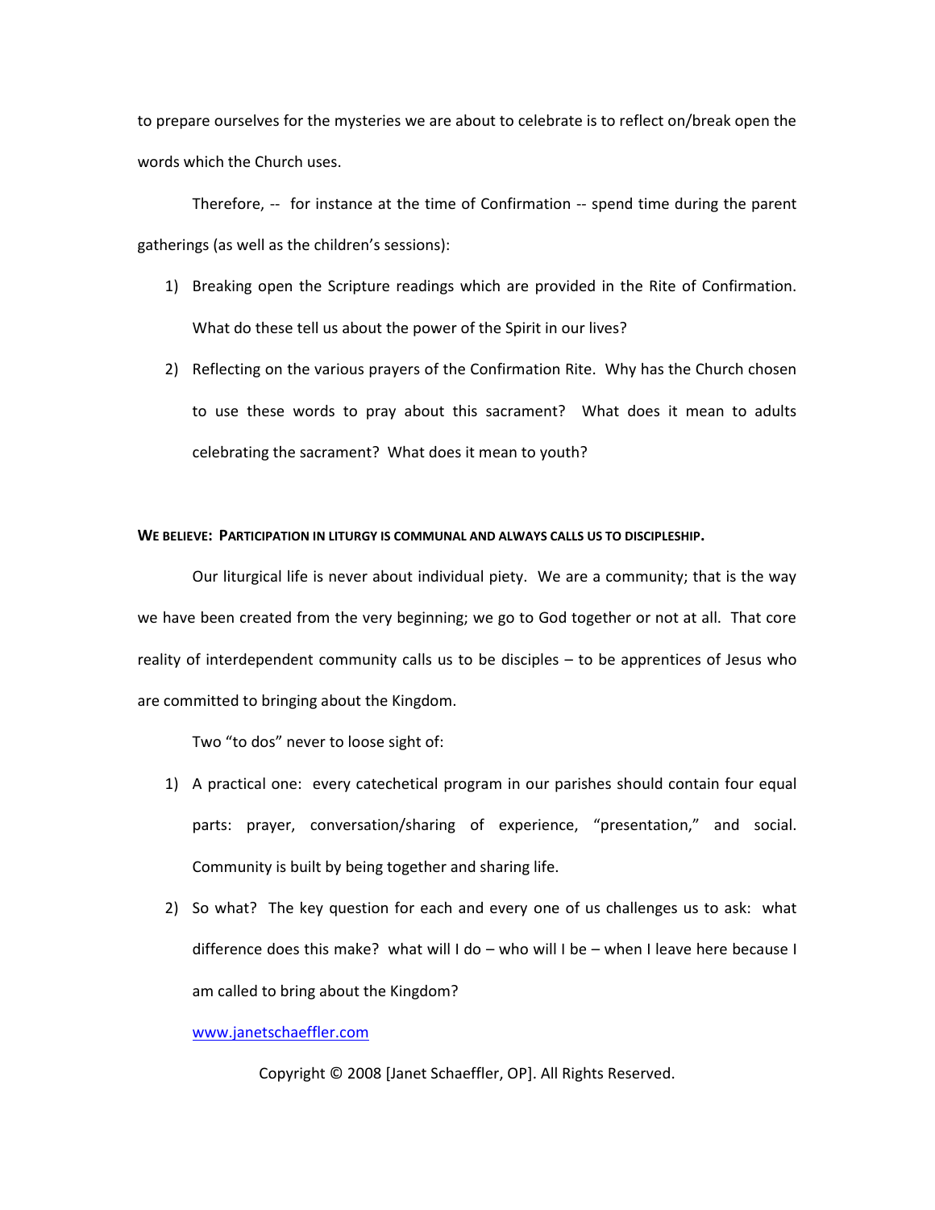to prepare ourselves for the mysteries we are about to celebrate is to reflect on/break open the words which the Church uses.

Therefore, -- for instance at the time of Confirmation -- spend time during the parent gatherings (as well as the children's sessions):

1) Breaking open the Scripture readings which are provided in the Rite of Confirmation. What do these tell us about the power of the Spirit in our lives?
2) Reflecting on the various prayers of the Confirmation Rite. Why has the Church chosen to use these words to pray about this sacrament? What does it mean to adults celebrating the sacrament? What does it mean to youth?

**WE BELIEVE: PARTICIPATION IN LITURGY IS COMMUNAL AND ALWAYS CALLS US TO DISCIPLESHIP.**

Our liturgical life is never about individual piety. We are a community; that is the way we have been created from the very beginning; we go to God together or not at all. That core reality of interdependent community calls us to be disciples – to be apprentices of Jesus who are committed to bringing about the Kingdom.

Two "to dos" never to loose sight of:

1) A practical one: every catechetical program in our parishes should contain four equal parts: prayer, conversation/sharing of experience, "presentation," and social. Community is built by being together and sharing life.
2) So what? The key question for each and every one of us challenges us to ask: what difference does this make? what will I do – who will I be – when I leave here because I am called to bring about the Kingdom?

[www.janetschaeffler.com](http://www.janetschaeffler.com)

Copyright © 2008 [Janet Schaeffler, OP]. All Rights Reserved.